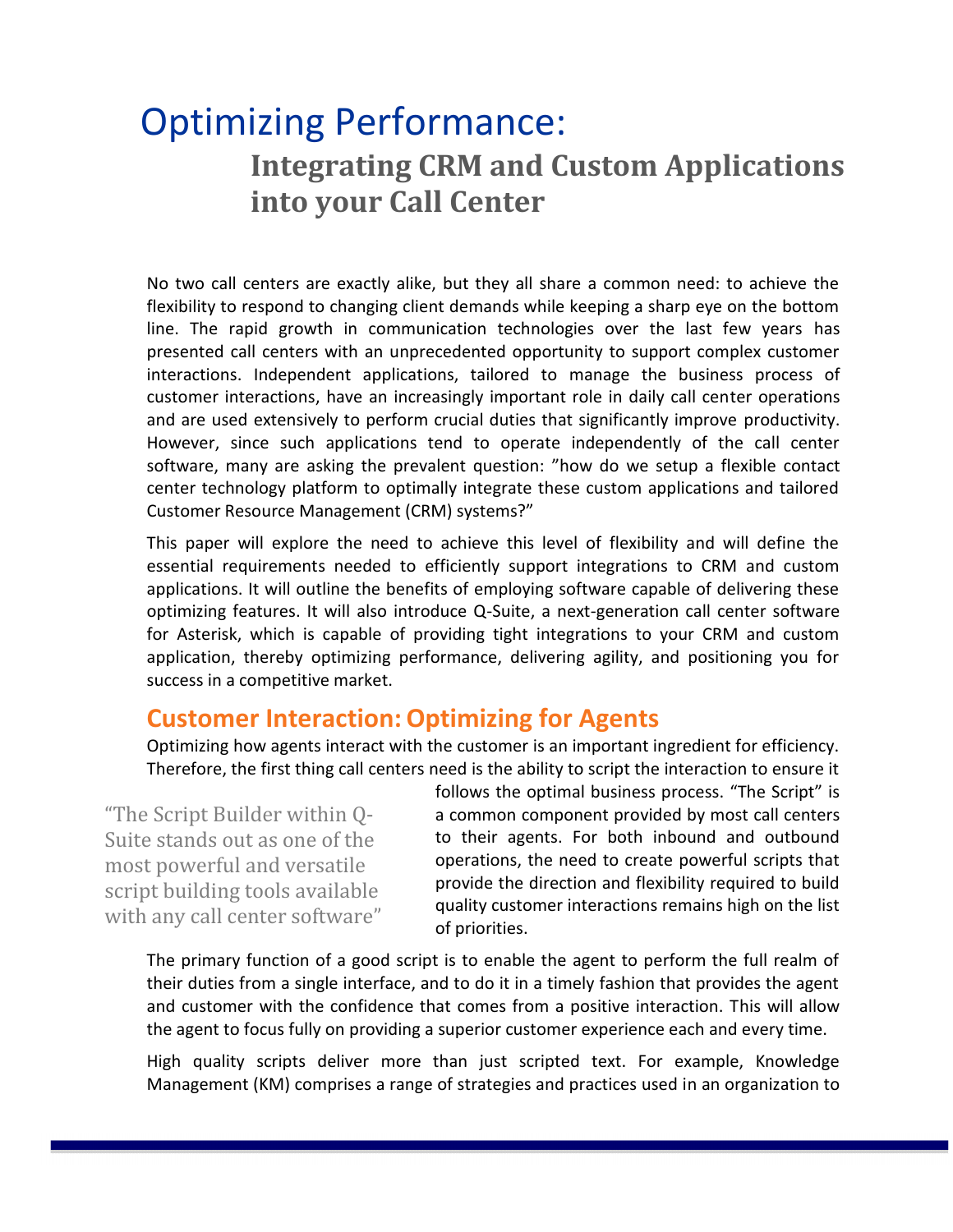# Optimizing Performance:

## Integrating CRM and Custom Applications into your Call Center

No two call centers are exactly alike, but they all share a common need: to achieve the flexibility to respond to changing client demands while keeping a sharp eye on the bottom line. The rapid growth in communication technologies over the last few years has presented call centers with an unprecedented opportunity to support complex customer interactions. Independent applications, tailored to manage the business process of customer interactions, have an increasingly important role in daily call center operations and are used extensively to perform crucial duties that significantly improve productivity. However, since such applications tend to operate independently of the call center software, many are asking the prevalent question: "how do we setup a flexible contact center technology platform to optimally integrate these custom applications and tailored Customer Resource Management (CRM) systems?"

This paper will explore the need to achieve this level of flexibility and will define the essential requirements needed to efficiently support integrations to CRM and custom applications. It will outline the benefits of employing software capable of delivering these optimizing features. It will also introduce Q-Suite, a next-generation call center software for Asterisk, which is capable of providing tight integrations to your CRM and custom application, thereby optimizing performance, delivering agility, and positioning you for success in a competitive market.

## Customer Interaction: Optimizing for Agents

Optimizing how agents interact with the customer is an important ingredient for efficiency. Therefore, the first thing call centers need is the ability to script the interaction to ensure it follows the optimal business process. "The Script" is a common component provided by most call centers to their agents. For both inbound and outbound operations, the need to create powerful scripts that provide the direction and flexibility required to build quality customer interactions remains high on the list of priorities.

> "The Script Builder within Q-Suite stands out as one of the most powerful and versatile script building tools available with any call center software"

The primary function of a good script is to enable the agent to perform the full realm of their duties from a single interface, and to do it in a timely fashion that provides the agent and customer with the confidence that comes from a positive interaction. This will allow the agent to focus fully on providing a superior customer experience each and every time.

High quality scripts deliver more than just scripted text. For example, Knowledge Management (KM) comprises a range of strategies and practices used in an organization to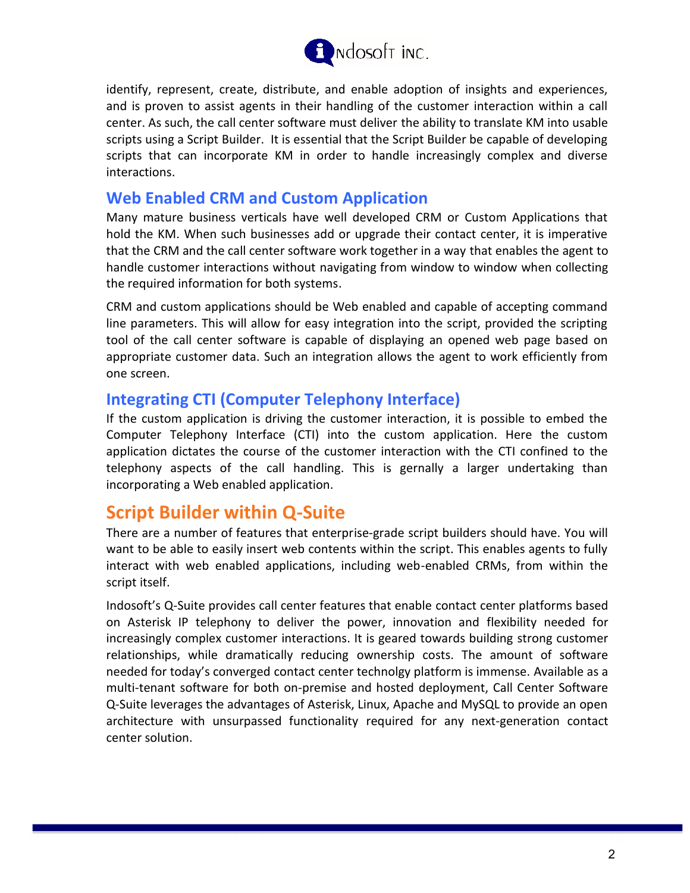identify, represent, create, distribute, and enable adoption of insights and experiences, and is proven to assist agents in their handling of the customer interaction within a call center. As such, the call center software must deliver the ability to translate KM into usable scripts using a Script Builder. It is essential that the Script Builder be capable of developing scripts that can incorporate KM in order to handle increasingly complex and diverse interactions.

### Web Enabled CRM and Custom Application

Many mature business verticals have well developed CRM or Custom Applications that hold the KM. When such businesses add or upgrade their contact center, it is imperative that the CRM and the call center software work together in a way that enables the agent to handle customer interactions without navigating from window to window when collecting the required information for both systems.

CRM and custom applications should be Web enabled and capable of accepting command line parameters. This will allow for easy integration into the script, provided the scripting tool of the call center software is capable of displaying an opened web page based on appropriate customer data. Such an integration allows the agent to work efficiently from one screen.

### Integrating CTI (Computer Telephony Interface)

If the custom application is driving the customer interaction, it is possible to embed the Computer Telephony Interface (CTI) into the custom application. Here the custom application dictates the course of the customer interaction with the CTI confined to the telephony aspects of the call handling. This is gernally a larger undertaking than incorporating a Web enabled application.

## Script Builder within Q-Suite

There are a number of features that enterprise-grade script builders should have. You will want to be able to easily insert web contents within the script. This enables agents to fully interact with web enabled applications, including web-enabled CRMs, from within the script itself.

Indosoft's Q-Suite provides call center features that enable contact center platforms based on Asterisk IP telephony to deliver the power, innovation and flexibility needed for increasingly complex customer interactions. It is geared towards building strong customer relationships, while dramatically reducing ownership costs. The amount of software needed for today's converged contact center technolgy platform is immense. Available as a multi-tenant software for both on-premise and hosted deployment, Call Center Software Q-Suite leverages the advantages of Asterisk, Linux, Apache and MySQL to provide an open architecture with unsurpassed functionality required for any next-generation contact center solution.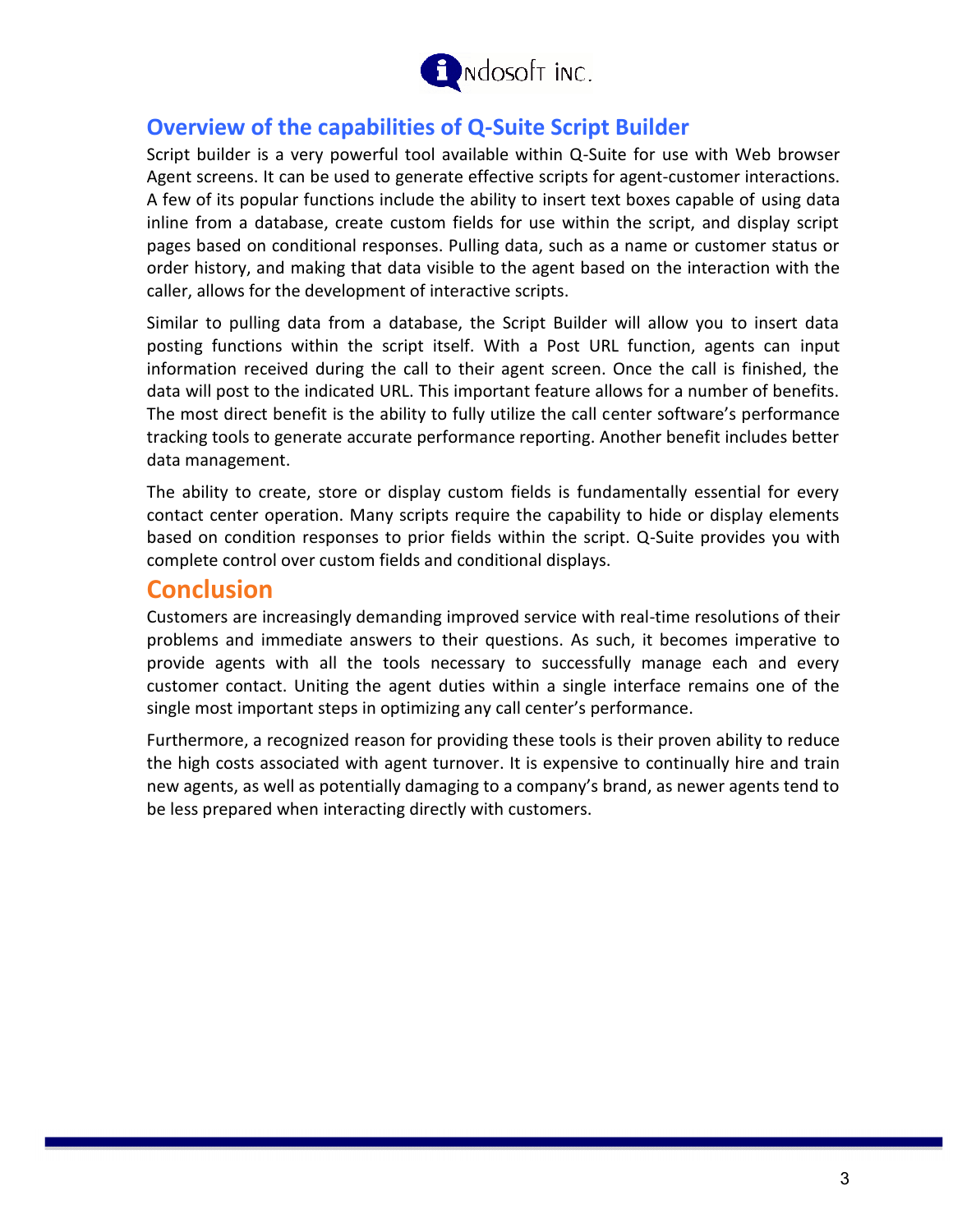## Overview of the capabilities of Q-Suite Script Builder

Script builder is a very powerful tool available within Q-Suite for use with Web browser Agent screens. It can be used to generate effective scripts for agent-customer interactions. A few of its popular functions include the ability to insert text boxes capable of using data inline from a database, create custom fields for use within the script, and display script pages based on conditional responses. Pulling data, such as a name or customer status or order history, and making that data visible to the agent based on the interaction with the caller, allows for the development of interactive scripts.

Similar to pulling data from a database, the Script Builder will allow you to insert data posting functions within the script itself. With a Post URL function, agents can input information received during the call to their agent screen. Once the call is finished, the data will post to the indicated URL. This important feature allows for a number of benefits. The most direct benefit is the ability to fully utilize the call center software's performance tracking tools to generate accurate performance reporting. Another benefit includes better data management.

The ability to create, store or display custom fields is fundamentally essential for every contact center operation. Many scripts require the capability to hide or display elements based on condition responses to prior fields within the script. Q-Suite provides you with complete control over custom fields and conditional displays.

## Conclusion

Customers are increasingly demanding improved service with real-time resolutions of their problems and immediate answers to their questions. As such, it becomes imperative to provide agents with all the tools necessary to successfully manage each and every customer contact. Uniting the agent duties within a single interface remains one of the single most important steps in optimizing any call center's performance.

Furthermore, a recognized reason for providing these tools is their proven ability to reduce the high costs associated with agent turnover. It is expensive to continually hire and train new agents, as well as potentially damaging to a company's brand, as newer agents tend to be less prepared when interacting directly with customers.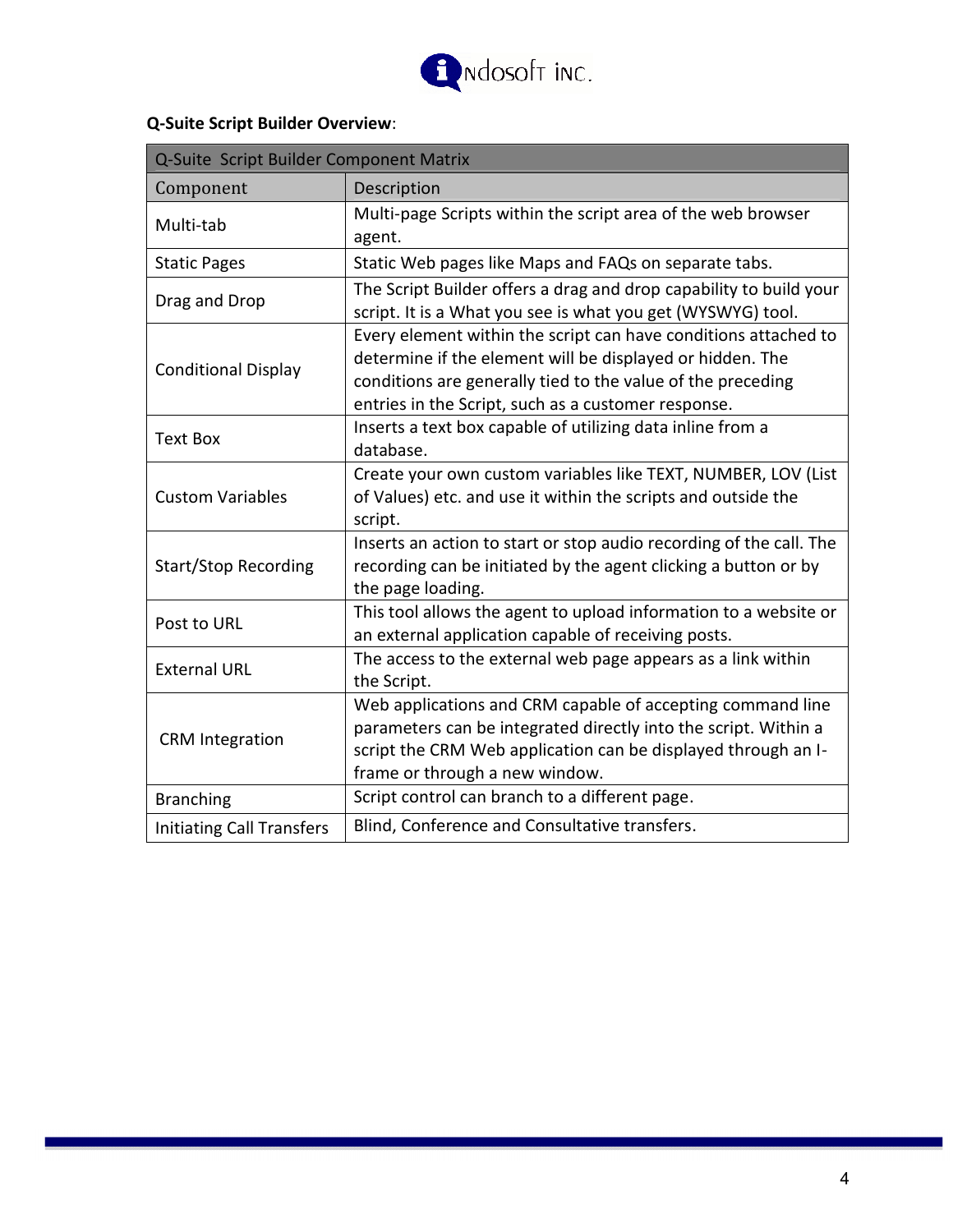**Q-Suite Script Builder Overview**:

| Q-Suite Script Builder Component Matrix | |
|---|---|
| Component | Description |
| Multi-tab | Multi-page Scripts within the script area of the web browser agent. |
| Static Pages | Static Web pages like Maps and FAQs on separate tabs. |
| Drag and Drop | The Script Builder offers a drag and drop capability to build your script. It is a What you see is what you get (WYSWYG) tool. |
| Conditional Display | Every element within the script can have conditions attached to determine if the element will be displayed or hidden. The conditions are generally tied to the value of the preceding entries in the Script, such as a customer response. |
| Text Box | Inserts a text box capable of utilizing data inline from a database. |
| Custom Variables | Create your own custom variables like TEXT, NUMBER, LOV (List of Values) etc. and use it within the scripts and outside the script. |
| Start/Stop Recording | Inserts an action to start or stop audio recording of the call. The recording can be initiated by the agent clicking a button or by the page loading. |
| Post to URL | This tool allows the agent to upload information to a website or an external application capable of receiving posts. |
| External URL | The access to the external web page appears as a link within the Script. |
| CRM Integration | Web applications and CRM capable of accepting command line parameters can be integrated directly into the script. Within a script the CRM Web application can be displayed through an I-frame or through a new window. |
| Branching | Script control can branch to a different page. |
| Initiating Call Transfers | Blind, Conference and Consultative transfers. |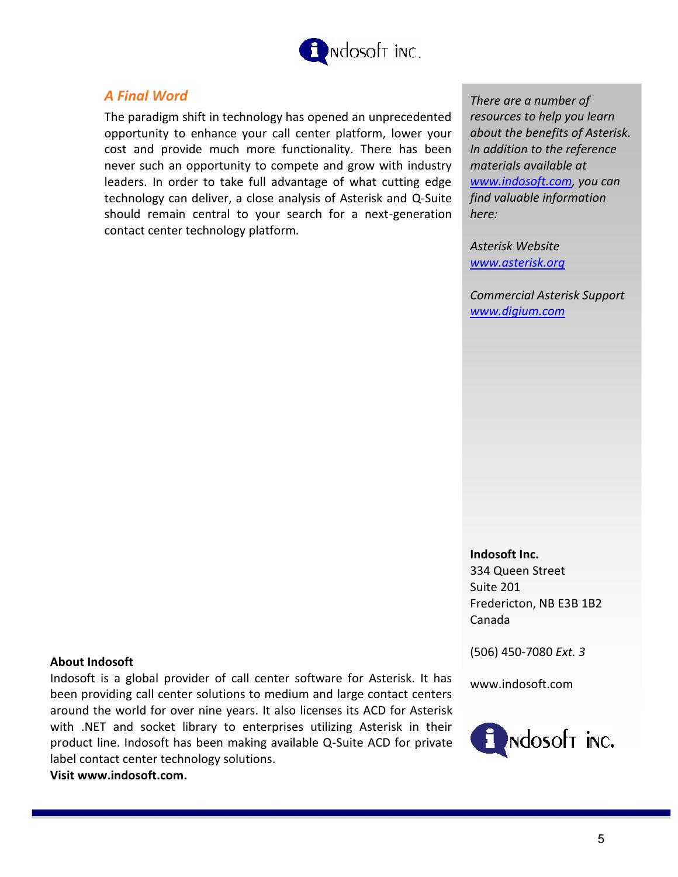## *A Final Word*

The paradigm shift in technology has opened an unprecedented opportunity to enhance your call center platform, lower your cost and provide much more functionality. There has been never such an opportunity to compete and grow with industry leaders. In order to take full advantage of what cutting edge technology can deliver, a close analysis of Asterisk and Q-Suite should remain central to your search for a next-generation contact center technology platform.

*There are a number of resources to help you learn about the benefits of Asterisk. In addition to the reference materials available at www.indosoft.com, you can find valuable information here:*

*Asterisk Website*
www.asterisk.org

*Commercial Asterisk Support*
www.digium.com

**About Indosoft**

Indosoft is a global provider of call center software for Asterisk. It has been providing call center solutions to medium and large contact centers around the world for over nine years. It also licenses its ACD for Asterisk with .NET and socket library to enterprises utilizing Asterisk in their product line. Indosoft has been making available Q-Suite ACD for private label contact center technology solutions.

**Visit www.indosoft.com.**

**Indosoft Inc.**
334 Queen Street
Suite 201
Fredericton, NB E3B 1B2
Canada

(506) 450-7080 *Ext. 3*

www.indosoft.com